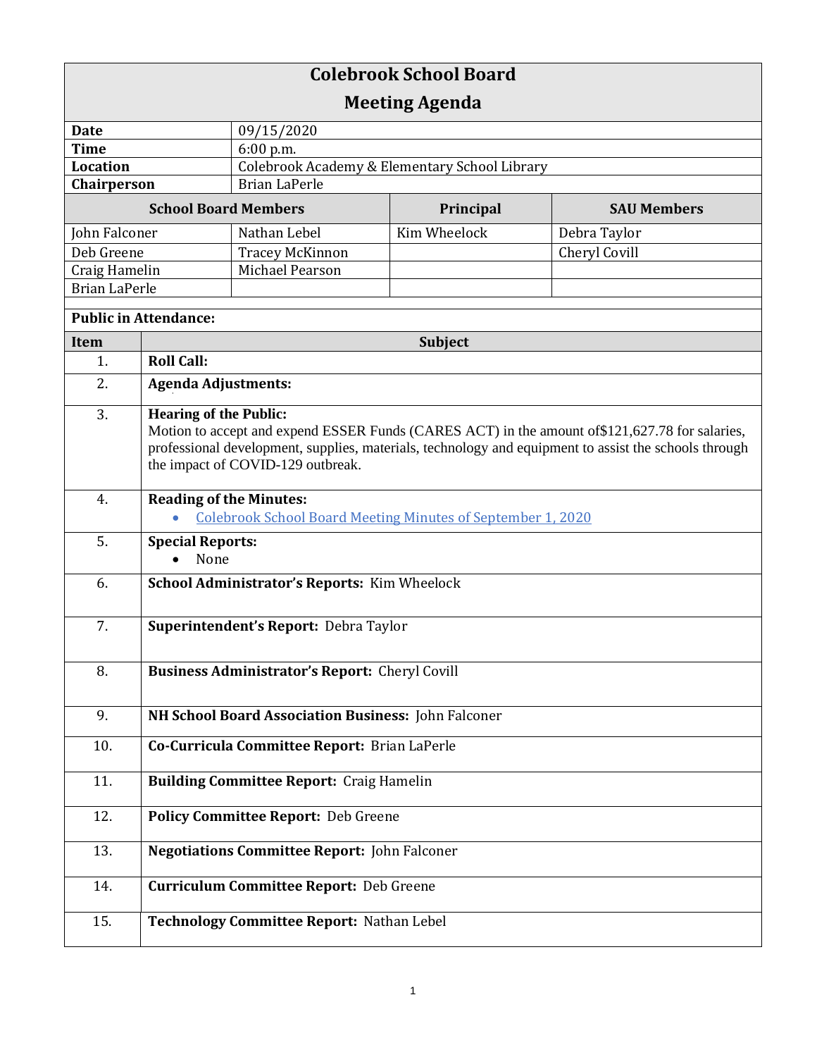# Colebrook School Board

## Meeting Agenda

| | |
|---|---|
| **Date** | 09/15/2020 |
| **Time** | 6:00 p.m. |
| **Location** | Colebrook Academy & Elementary School Library |
| **Chairperson** | Brian LaPerle |

| **School Board Members** | | **Principal** | **SAU Members** |
|---|---|---|---|
| John Falconer | Nathan Lebel | Kim Wheelock | Debra Taylor |
| Deb Greene | Tracey McKinnon | | Cheryl Covill |
| Craig Hamelin | Michael Pearson | | |
| Brian LaPerle | | | |

**Public in Attendance:**

| Item | Subject |
|---|---|
| 1. | **Roll Call:** |
| 2. | **Agenda Adjustments:** |
| 3. | **Hearing of the Public:** Motion to accept and expend ESSER Funds (CARES ACT) in the amount of$121,627.78 for salaries, professional development, supplies, materials, technology and equipment to assist the schools through the impact of COVID-129 outbreak. |
| 4. | **Reading of the Minutes:** <br>• Colebrook School Board Meeting Minutes of September 1, 2020 |
| 5. | **Special Reports:** <br>• None |
| 6. | **School Administrator's Reports:** Kim Wheelock |
| 7. | **Superintendent's Report:** Debra Taylor |
| 8. | **Business Administrator's Report:** Cheryl Covill |
| 9. | **NH School Board Association Business:** John Falconer |
| 10. | **Co-Curricula Committee Report:** Brian LaPerle |
| 11. | **Building Committee Report:** Craig Hamelin |
| 12. | **Policy Committee Report:** Deb Greene |
| 13. | **Negotiations Committee Report:** John Falconer |
| 14. | **Curriculum Committee Report:** Deb Greene |
| 15. | **Technology Committee Report:** Nathan Lebel |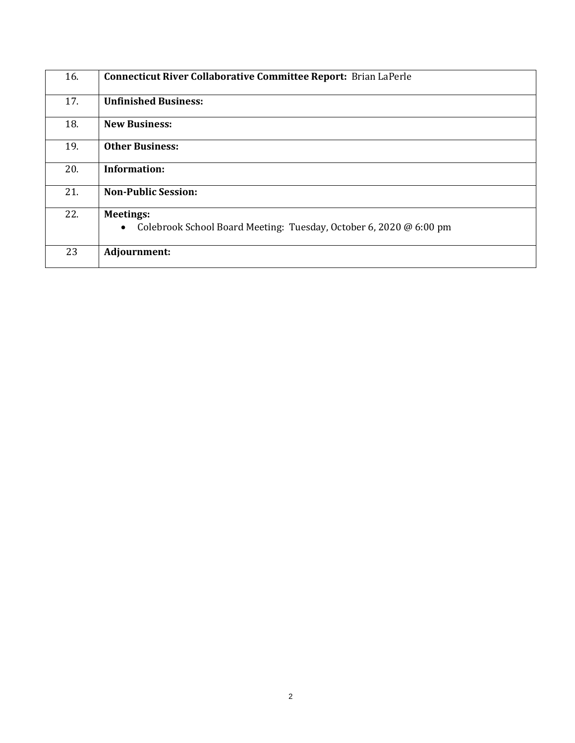| | |
|---|---|
| 16. | **Connecticut River Collaborative Committee Report:** Brian LaPerle |
| 17. | **Unfinished Business:** |
| 18. | **New Business:** |
| 19. | **Other Business:** |
| 20. | **Information:** |
| 21. | **Non-Public Session:** |
| 22. | **Meetings:**<br>• Colebrook School Board Meeting: Tuesday, October 6, 2020 @ 6:00 pm |
| 23 | **Adjournment:** |